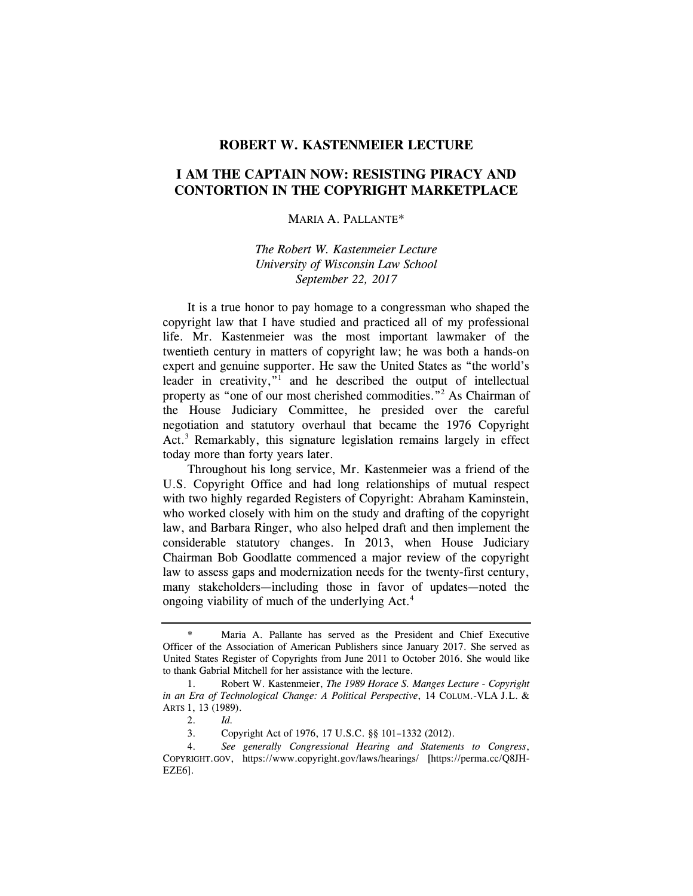## ROBERT W. KASTENMEIER LECTURE

# I AM THE CAPTAIN NOW: RESISTING PIRACY AND CONTORTION IN THE COPYRIGHT MARKETPLACE

MARIA A. PALLANTE*

*The Robert W. Kastenmeier Lecture*
*University of Wisconsin Law School*
*September 22, 2017*

It is a true honor to pay homage to a congressman who shaped the copyright law that I have studied and practiced all of my professional life. Mr. Kastenmeier was the most important lawmaker of the twentieth century in matters of copyright law; he was both a hands-on expert and genuine supporter. He saw the United States as "the world's leader in creativity,"[1] and he described the output of intellectual property as "one of our most cherished commodities."[2] As Chairman of the House Judiciary Committee, he presided over the careful negotiation and statutory overhaul that became the 1976 Copyright Act.[3] Remarkably, this signature legislation remains largely in effect today more than forty years later.

Throughout his long service, Mr. Kastenmeier was a friend of the U.S. Copyright Office and had long relationships of mutual respect with two highly regarded Registers of Copyright: Abraham Kaminstein, who worked closely with him on the study and drafting of the copyright law, and Barbara Ringer, who also helped draft and then implement the considerable statutory changes. In 2013, when House Judiciary Chairman Bob Goodlatte commenced a major review of the copyright law to assess gaps and modernization needs for the twenty-first century, many stakeholders—including those in favor of updates—noted the ongoing viability of much of the underlying Act.[4]

---

\* Maria A. Pallante has served as the President and Chief Executive Officer of the Association of American Publishers since January 2017. She served as United States Register of Copyrights from June 2011 to October 2016. She would like to thank Gabrial Mitchell for her assistance with the lecture.

1. Robert W. Kastenmeier, *The 1989 Horace S. Manges Lecture - Copyright in an Era of Technological Change: A Political Perspective*, 14 COLUM.-VLA J.L. & ARTS 1, 13 (1989).

2. *Id.*

3. Copyright Act of 1976, 17 U.S.C. §§ 101–1332 (2012).

4. *See generally Congressional Hearing and Statements to Congress*, COPYRIGHT.GOV, https://www.copyright.gov/laws/hearings/ [https://perma.cc/Q8JH-EZE6].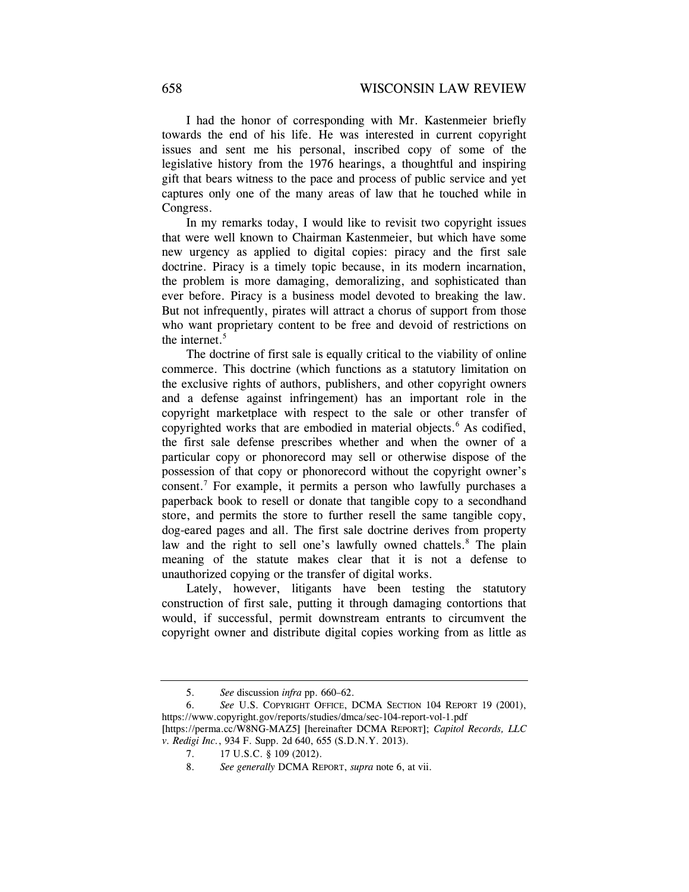I had the honor of corresponding with Mr. Kastenmeier briefly towards the end of his life. He was interested in current copyright issues and sent me his personal, inscribed copy of some of the legislative history from the 1976 hearings, a thoughtful and inspiring gift that bears witness to the pace and process of public service and yet captures only one of the many areas of law that he touched while in Congress.

In my remarks today, I would like to revisit two copyright issues that were well known to Chairman Kastenmeier, but which have some new urgency as applied to digital copies: piracy and the first sale doctrine. Piracy is a timely topic because, in its modern incarnation, the problem is more damaging, demoralizing, and sophisticated than ever before. Piracy is a business model devoted to breaking the law. But not infrequently, pirates will attract a chorus of support from those who want proprietary content to be free and devoid of restrictions on the internet.[5]

The doctrine of first sale is equally critical to the viability of online commerce. This doctrine (which functions as a statutory limitation on the exclusive rights of authors, publishers, and other copyright owners and a defense against infringement) has an important role in the copyright marketplace with respect to the sale or other transfer of copyrighted works that are embodied in material objects.[6] As codified, the first sale defense prescribes whether and when the owner of a particular copy or phonorecord may sell or otherwise dispose of the possession of that copy or phonorecord without the copyright owner's consent.[7] For example, it permits a person who lawfully purchases a paperback book to resell or donate that tangible copy to a secondhand store, and permits the store to further resell the same tangible copy, dog-eared pages and all. The first sale doctrine derives from property law and the right to sell one's lawfully owned chattels.[8] The plain meaning of the statute makes clear that it is not a defense to unauthorized copying or the transfer of digital works.

Lately, however, litigants have been testing the statutory construction of first sale, putting it through damaging contortions that would, if successful, permit downstream entrants to circumvent the copyright owner and distribute digital copies working from as little as

---

5. *See* discussion *infra* pp. 660–62.

6. *See* U.S. COPYRIGHT OFFICE, DCMA SECTION 104 REPORT 19 (2001), https://www.copyright.gov/reports/studies/dmca/sec-104-report-vol-1.pdf [https://perma.cc/W8NG-MAZ5] [hereinafter DCMA REPORT]; *Capitol Records, LLC v. Redigi Inc.*, 934 F. Supp. 2d 640, 655 (S.D.N.Y. 2013).

7. 17 U.S.C. § 109 (2012).

8. *See generally* DCMA REPORT, *supra* note 6, at vii.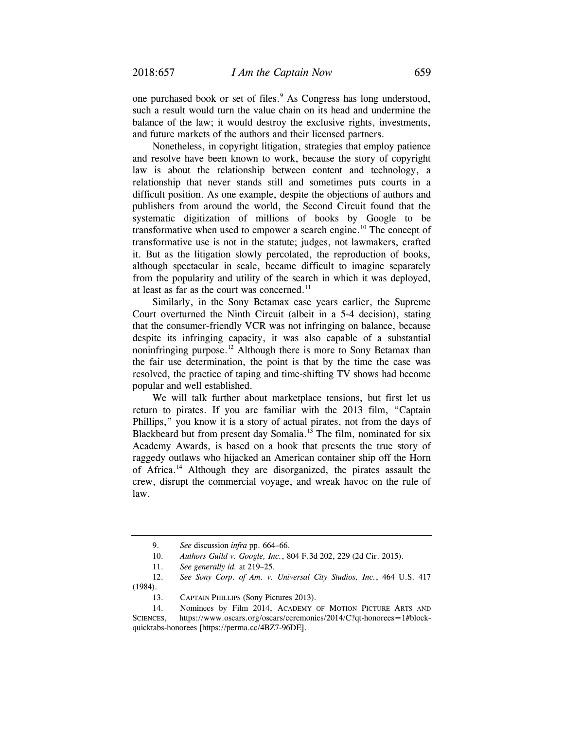one purchased book or set of files.[9] As Congress has long understood, such a result would turn the value chain on its head and undermine the balance of the law; it would destroy the exclusive rights, investments, and future markets of the authors and their licensed partners.

Nonetheless, in copyright litigation, strategies that employ patience and resolve have been known to work, because the story of copyright law is about the relationship between content and technology, a relationship that never stands still and sometimes puts courts in a difficult position. As one example, despite the objections of authors and publishers from around the world, the Second Circuit found that the systematic digitization of millions of books by Google to be transformative when used to empower a search engine.[10] The concept of transformative use is not in the statute; judges, not lawmakers, crafted it. But as the litigation slowly percolated, the reproduction of books, although spectacular in scale, became difficult to imagine separately from the popularity and utility of the search in which it was deployed, at least as far as the court was concerned.[11]

Similarly, in the Sony Betamax case years earlier, the Supreme Court overturned the Ninth Circuit (albeit in a 5-4 decision), stating that the consumer-friendly VCR was not infringing on balance, because despite its infringing capacity, it was also capable of a substantial noninfringing purpose.[12] Although there is more to Sony Betamax than the fair use determination, the point is that by the time the case was resolved, the practice of taping and time-shifting TV shows had become popular and well established.

We will talk further about marketplace tensions, but first let us return to pirates. If you are familiar with the 2013 film, "Captain Phillips," you know it is a story of actual pirates, not from the days of Blackbeard but from present day Somalia.[13] The film, nominated for six Academy Awards, is based on a book that presents the true story of raggedy outlaws who hijacked an American container ship off the Horn of Africa.[14] Although they are disorganized, the pirates assault the crew, disrupt the commercial voyage, and wreak havoc on the rule of law.

---

9. *See* discussion *infra* pp. 664–66.

10. *Authors Guild v. Google, Inc.*, 804 F.3d 202, 229 (2d Cir. 2015).

11. *See generally id.* at 219–25.

12. *See Sony Corp. of Am. v. Universal City Studios, Inc.*, 464 U.S. 417 (1984).

13. CAPTAIN PHILLIPS (Sony Pictures 2013).

14. Nominees by Film 2014, ACADEMY OF MOTION PICTURE ARTS AND SCIENCES, https://www.oscars.org/oscars/ceremonies/2014/C?qt-honorees=1#block-quicktabs-honorees [https://perma.cc/4BZ7-96DE].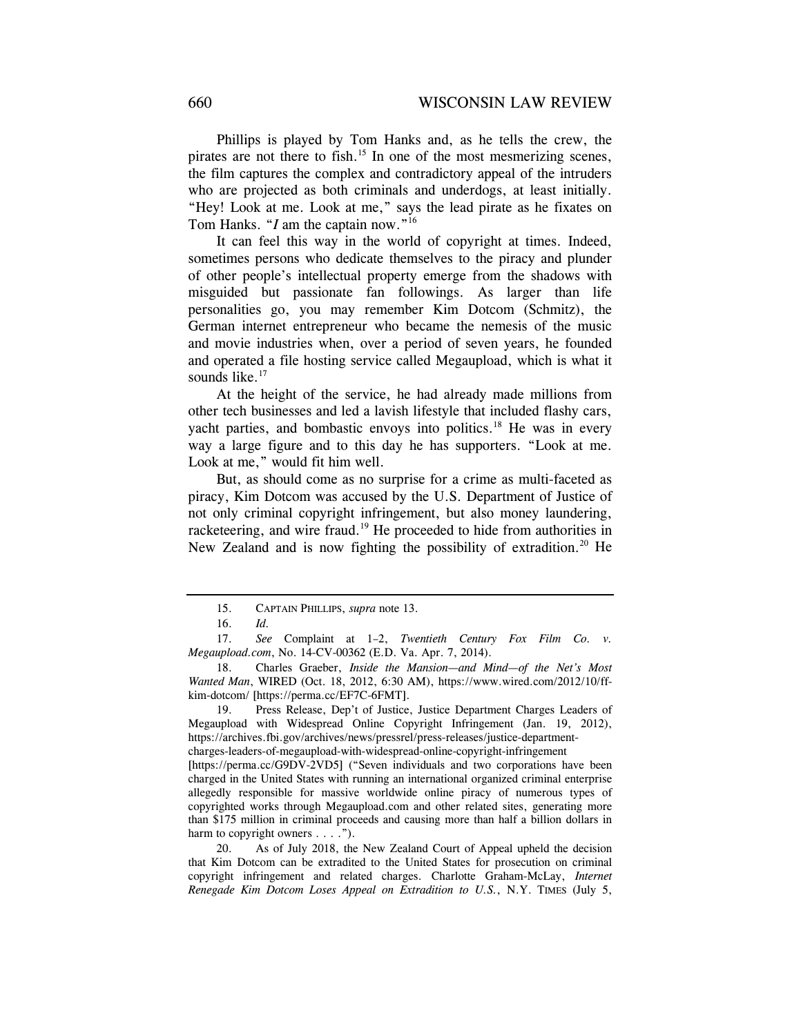Phillips is played by Tom Hanks and, as he tells the crew, the pirates are not there to fish.[15] In one of the most mesmerizing scenes, the film captures the complex and contradictory appeal of the intruders who are projected as both criminals and underdogs, at least initially. "Hey! Look at me. Look at me," says the lead pirate as he fixates on Tom Hanks. "*I* am the captain now."[16]

It can feel this way in the world of copyright at times. Indeed, sometimes persons who dedicate themselves to the piracy and plunder of other people's intellectual property emerge from the shadows with misguided but passionate fan followings. As larger than life personalities go, you may remember Kim Dotcom (Schmitz), the German internet entrepreneur who became the nemesis of the music and movie industries when, over a period of seven years, he founded and operated a file hosting service called Megaupload, which is what it sounds like.[17]

At the height of the service, he had already made millions from other tech businesses and led a lavish lifestyle that included flashy cars, yacht parties, and bombastic envoys into politics.[18] He was in every way a large figure and to this day he has supporters. "Look at me. Look at me," would fit him well.

But, as should come as no surprise for a crime as multi-faceted as piracy, Kim Dotcom was accused by the U.S. Department of Justice of not only criminal copyright infringement, but also money laundering, racketeering, and wire fraud.[19] He proceeded to hide from authorities in New Zealand and is now fighting the possibility of extradition.[20] He

---

15. CAPTAIN PHILLIPS, *supra* note 13.

16. *Id.*

17. *See* Complaint at 1–2, *Twentieth Century Fox Film Co. v. Megaupload.com*, No. 14-CV-00362 (E.D. Va. Apr. 7, 2014).

18. Charles Graeber, *Inside the Mansion—and Mind—of the Net's Most Wanted Man*, WIRED (Oct. 18, 2012, 6:30 AM), https://www.wired.com/2012/10/ff-kim-dotcom/ [https://perma.cc/EF7C-6FMT].

19. Press Release, Dep't of Justice, Justice Department Charges Leaders of Megaupload with Widespread Online Copyright Infringement (Jan. 19, 2012), https://archives.fbi.gov/archives/news/pressrel/press-releases/justice-department-charges-leaders-of-megaupload-with-widespread-online-copyright-infringement [https://perma.cc/G9DV-2VD5] ("Seven individuals and two corporations have been charged in the United States with running an international organized criminal enterprise allegedly responsible for massive worldwide online piracy of numerous types of copyrighted works through Megaupload.com and other related sites, generating more than $175 million in criminal proceeds and causing more than half a billion dollars in harm to copyright owners . . . .").

20. As of July 2018, the New Zealand Court of Appeal upheld the decision that Kim Dotcom can be extradited to the United States for prosecution on criminal copyright infringement and related charges. Charlotte Graham-McLay, *Internet Renegade Kim Dotcom Loses Appeal on Extradition to U.S.*, N.Y. TIMES (July 5,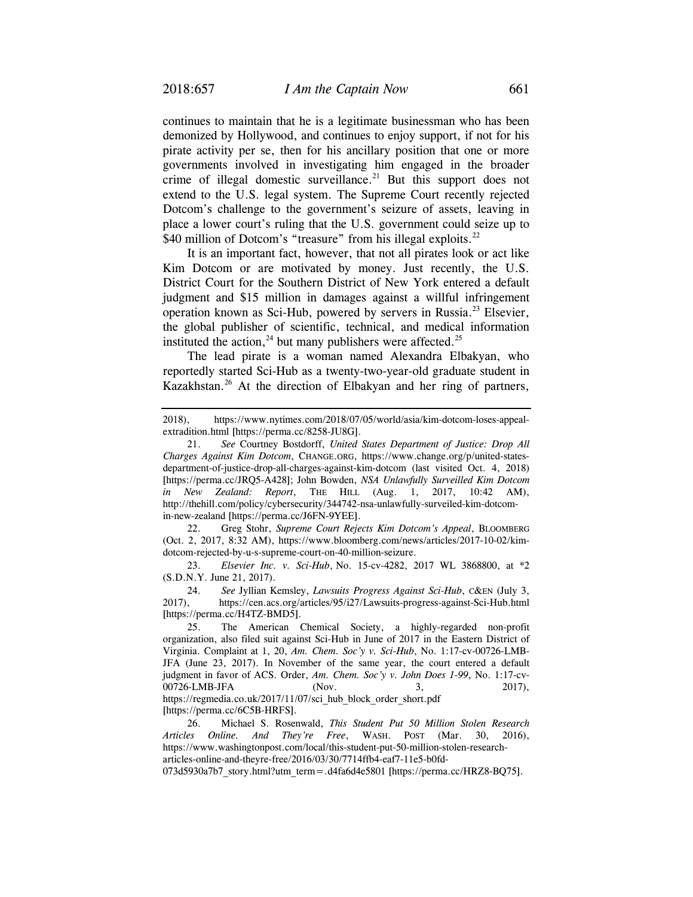continues to maintain that he is a legitimate businessman who has been demonized by Hollywood, and continues to enjoy support, if not for his pirate activity per se, then for his ancillary position that one or more governments involved in investigating him engaged in the broader crime of illegal domestic surveillance.[21] But this support does not extend to the U.S. legal system. The Supreme Court recently rejected Dotcom's challenge to the government's seizure of assets, leaving in place a lower court's ruling that the U.S. government could seize up to $40 million of Dotcom's "treasure" from his illegal exploits.[22]

It is an important fact, however, that not all pirates look or act like Kim Dotcom or are motivated by money. Just recently, the U.S. District Court for the Southern District of New York entered a default judgment and $15 million in damages against a willful infringement operation known as Sci-Hub, powered by servers in Russia.[23] Elsevier, the global publisher of scientific, technical, and medical information instituted the action,[24] but many publishers were affected.[25]

The lead pirate is a woman named Alexandra Elbakyan, who reportedly started Sci-Hub as a twenty-two-year-old graduate student in Kazakhstan.[26] At the direction of Elbakyan and her ring of partners,

---

2018), https://www.nytimes.com/2018/07/05/world/asia/kim-dotcom-loses-appeal-extradition.html [https://perma.cc/8258-JU8G].

21. *See* Courtney Bostdorff, *United States Department of Justice: Drop All Charges Against Kim Dotcom*, CHANGE.ORG, https://www.change.org/p/united-states-department-of-justice-drop-all-charges-against-kim-dotcom (last visited Oct. 4, 2018) [https://perma.cc/JRQ5-A428]; John Bowden, *NSA Unlawfully Surveilled Kim Dotcom in New Zealand: Report*, THE HILL (Aug. 1, 2017, 10:42 AM), http://thehill.com/policy/cybersecurity/344742-nsa-unlawfully-surveiled-kim-dotcom-in-new-zealand [https://perma.cc/J6FN-9YEE].

22. Greg Stohr, *Supreme Court Rejects Kim Dotcom's Appeal*, BLOOMBERG (Oct. 2, 2017, 8:32 AM), https://www.bloomberg.com/news/articles/2017-10-02/kim-dotcom-rejected-by-u-s-supreme-court-on-40-million-seizure.

23. *Elsevier Inc. v. Sci-Hub*, No. 15-cv-4282, 2017 WL 3868800, at *2 (S.D.N.Y. June 21, 2017).

24. *See* Jyllian Kemsley, *Lawsuits Progress Against Sci-Hub*, C&EN (July 3, 2017), https://cen.acs.org/articles/95/i27/Lawsuits-progress-against-Sci-Hub.html [https://perma.cc/H4TZ-BMD5].

25. The American Chemical Society, a highly-regarded non-profit organization, also filed suit against Sci-Hub in June of 2017 in the Eastern District of Virginia. Complaint at 1, 20, *Am. Chem. Soc'y v. Sci-Hub*, No. 1:17-cv-00726-LMB-JFA (June 23, 2017). In November of the same year, the court entered a default judgment in favor of ACS. Order, *Am. Chem. Soc'y v. John Does 1-99*, No. 1:17-cv-00726-LMB-JFA (Nov. 3, 2017), https://regmedia.co.uk/2017/11/07/sci_hub_block_order_short.pdf [https://perma.cc/6C5B-HRFS].

26. Michael S. Rosenwald, *This Student Put 50 Million Stolen Research Articles Online. And They're Free*, WASH. POST (Mar. 30, 2016), https://www.washingtonpost.com/local/this-student-put-50-million-stolen-research-articles-online-and-theyre-free/2016/03/30/7714ffb4-eaf7-11e5-b0fd-073d5930a7b7_story.html?utm_term=.d4fa6d4e5801 [https://perma.cc/HRZ8-BQ75].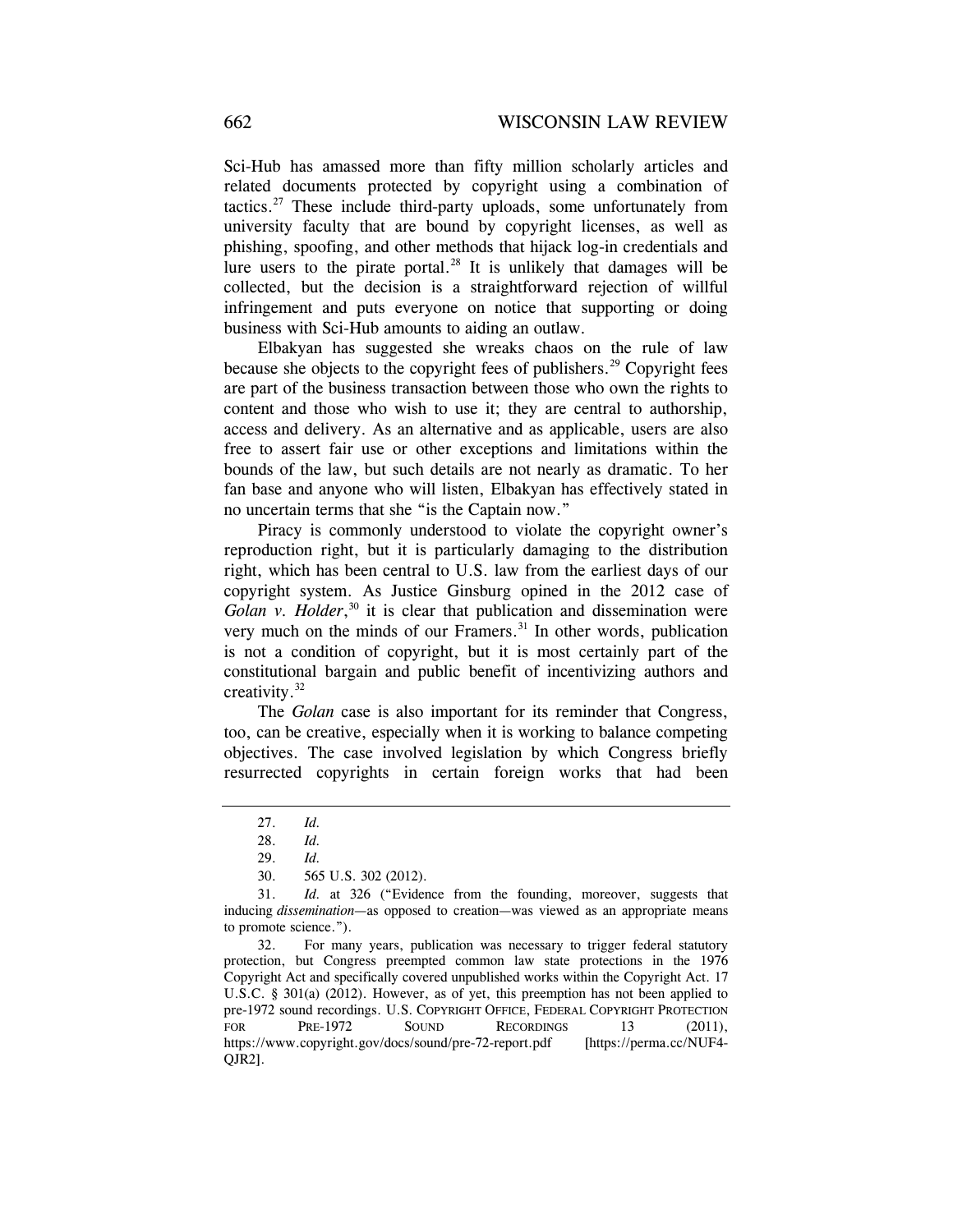Sci-Hub has amassed more than fifty million scholarly articles and related documents protected by copyright using a combination of tactics.[27] These include third-party uploads, some unfortunately from university faculty that are bound by copyright licenses, as well as phishing, spoofing, and other methods that hijack log-in credentials and lure users to the pirate portal.[28] It is unlikely that damages will be collected, but the decision is a straightforward rejection of willful infringement and puts everyone on notice that supporting or doing business with Sci-Hub amounts to aiding an outlaw.

Elbakyan has suggested she wreaks chaos on the rule of law because she objects to the copyright fees of publishers.[29] Copyright fees are part of the business transaction between those who own the rights to content and those who wish to use it; they are central to authorship, access and delivery. As an alternative and as applicable, users are also free to assert fair use or other exceptions and limitations within the bounds of the law, but such details are not nearly as dramatic. To her fan base and anyone who will listen, Elbakyan has effectively stated in no uncertain terms that she "is the Captain now."

Piracy is commonly understood to violate the copyright owner's reproduction right, but it is particularly damaging to the distribution right, which has been central to U.S. law from the earliest days of our copyright system. As Justice Ginsburg opined in the 2012 case of *Golan v. Holder*,[30] it is clear that publication and dissemination were very much on the minds of our Framers.[31] In other words, publication is not a condition of copyright, but it is most certainly part of the constitutional bargain and public benefit of incentivizing authors and creativity.[32]

The *Golan* case is also important for its reminder that Congress, too, can be creative, especially when it is working to balance competing objectives. The case involved legislation by which Congress briefly resurrected copyrights in certain foreign works that had been

---

27. *Id.*

28. *Id.*

29. *Id.*

30. 565 U.S. 302 (2012).

31. *Id.* at 326 ("Evidence from the founding, moreover, suggests that inducing *dissemination*—as opposed to creation—was viewed as an appropriate means to promote science.").

32. For many years, publication was necessary to trigger federal statutory protection, but Congress preempted common law state protections in the 1976 Copyright Act and specifically covered unpublished works within the Copyright Act. 17 U.S.C. § 301(a) (2012). However, as of yet, this preemption has not been applied to pre-1972 sound recordings. U.S. COPYRIGHT OFFICE, FEDERAL COPYRIGHT PROTECTION FOR PRE-1972 SOUND RECORDINGS 13 (2011), https://www.copyright.gov/docs/sound/pre-72-report.pdf [https://perma.cc/NUF4-QJR2].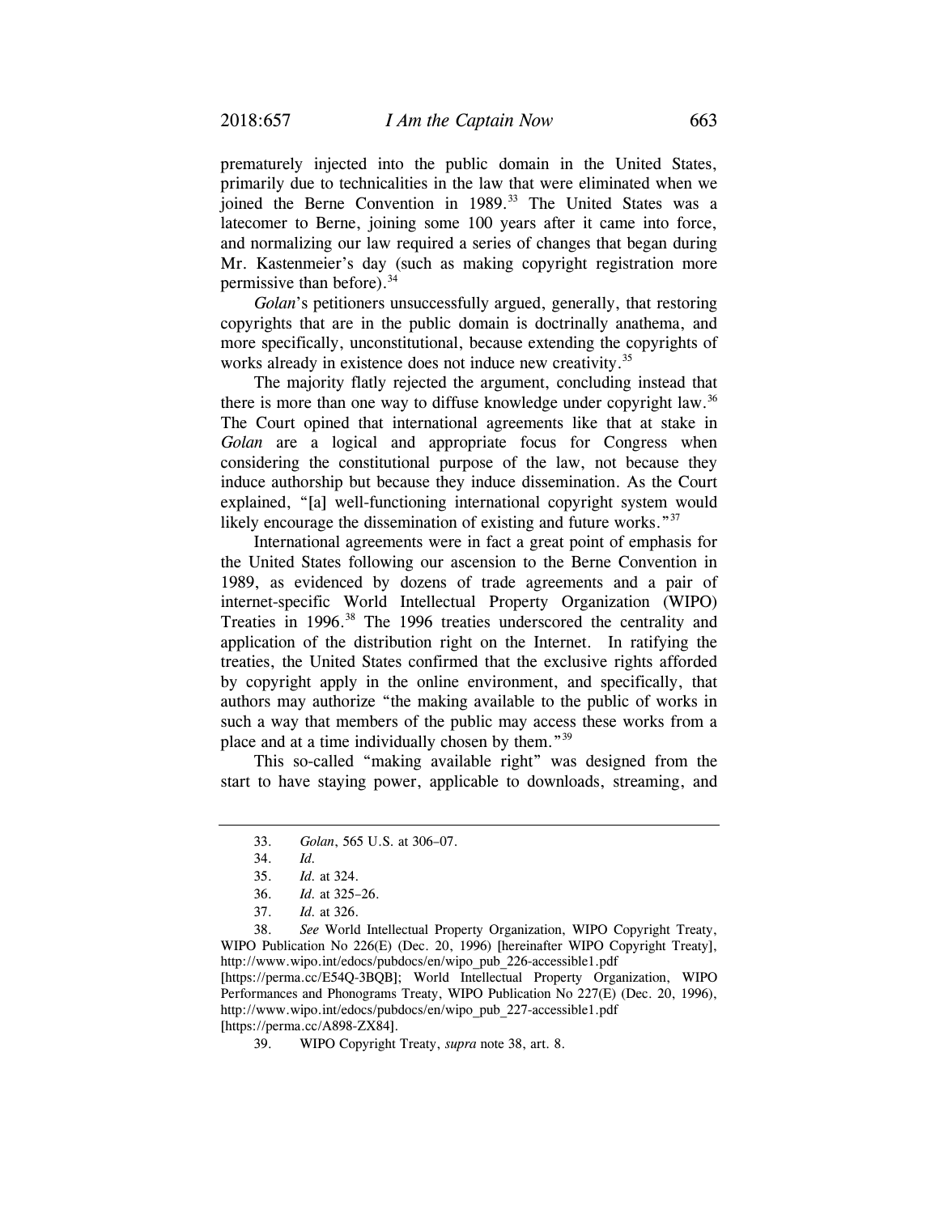prematurely injected into the public domain in the United States, primarily due to technicalities in the law that were eliminated when we joined the Berne Convention in 1989.[33] The United States was a latecomer to Berne, joining some 100 years after it came into force, and normalizing our law required a series of changes that began during Mr. Kastenmeier's day (such as making copyright registration more permissive than before).[34]

*Golan*'s petitioners unsuccessfully argued, generally, that restoring copyrights that are in the public domain is doctrinally anathema, and more specifically, unconstitutional, because extending the copyrights of works already in existence does not induce new creativity.[35]

The majority flatly rejected the argument, concluding instead that there is more than one way to diffuse knowledge under copyright law.[36] The Court opined that international agreements like that at stake in *Golan* are a logical and appropriate focus for Congress when considering the constitutional purpose of the law, not because they induce authorship but because they induce dissemination. As the Court explained, "[a] well-functioning international copyright system would likely encourage the dissemination of existing and future works."[37]

International agreements were in fact a great point of emphasis for the United States following our ascension to the Berne Convention in 1989, as evidenced by dozens of trade agreements and a pair of internet-specific World Intellectual Property Organization (WIPO) Treaties in 1996.[38] The 1996 treaties underscored the centrality and application of the distribution right on the Internet. In ratifying the treaties, the United States confirmed that the exclusive rights afforded by copyright apply in the online environment, and specifically, that authors may authorize "the making available to the public of works in such a way that members of the public may access these works from a place and at a time individually chosen by them."[39]

This so-called "making available right" was designed from the start to have staying power, applicable to downloads, streaming, and

---

33. *Golan*, 565 U.S. at 306–07.

34. *Id.*

35. *Id.* at 324.

36. *Id.* at 325–26.

37. *Id.* at 326.

38. *See* World Intellectual Property Organization, WIPO Copyright Treaty, WIPO Publication No 226(E) (Dec. 20, 1996) [hereinafter WIPO Copyright Treaty], http://www.wipo.int/edocs/pubdocs/en/wipo_pub_226-accessible1.pdf [https://perma.cc/E54Q-3BQB]; World Intellectual Property Organization, WIPO Performances and Phonograms Treaty, WIPO Publication No 227(E) (Dec. 20, 1996), http://www.wipo.int/edocs/pubdocs/en/wipo_pub_227-accessible1.pdf [https://perma.cc/A898-ZX84].

39. WIPO Copyright Treaty, *supra* note 38, art. 8.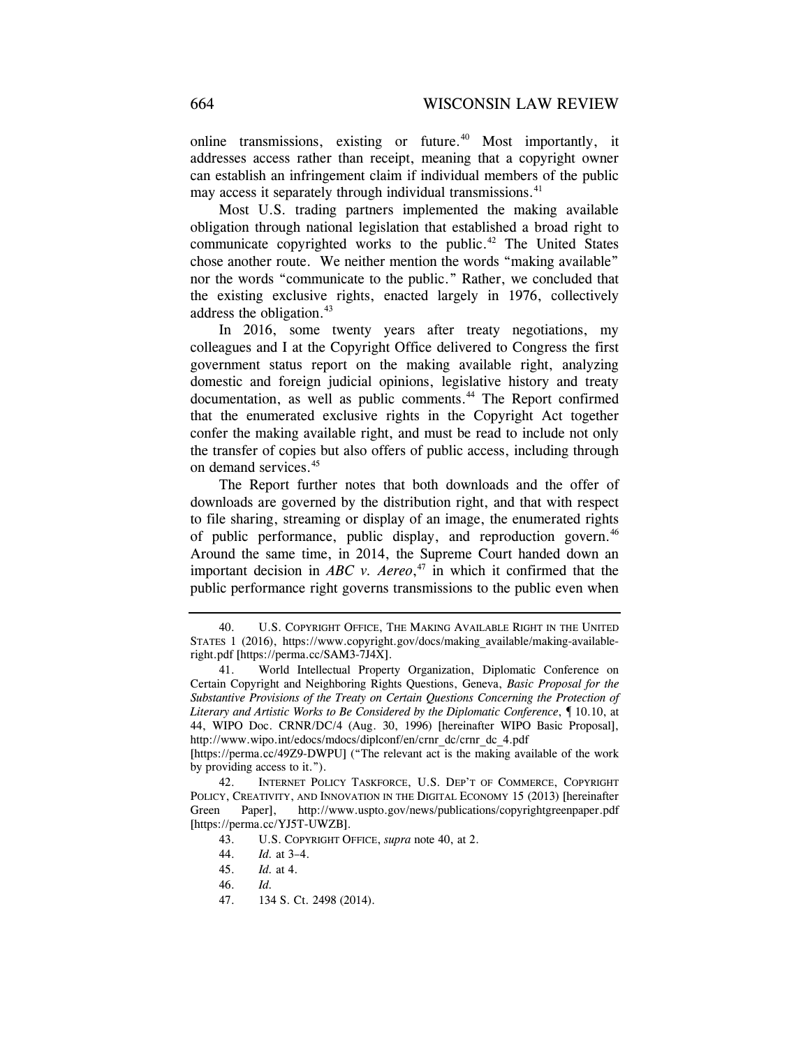online transmissions, existing or future.[40] Most importantly, it addresses access rather than receipt, meaning that a copyright owner can establish an infringement claim if individual members of the public may access it separately through individual transmissions.[41]

Most U.S. trading partners implemented the making available obligation through national legislation that established a broad right to communicate copyrighted works to the public.[42] The United States chose another route. We neither mention the words "making available" nor the words "communicate to the public." Rather, we concluded that the existing exclusive rights, enacted largely in 1976, collectively address the obligation.[43]

In 2016, some twenty years after treaty negotiations, my colleagues and I at the Copyright Office delivered to Congress the first government status report on the making available right, analyzing domestic and foreign judicial opinions, legislative history and treaty documentation, as well as public comments.[44] The Report confirmed that the enumerated exclusive rights in the Copyright Act together confer the making available right, and must be read to include not only the transfer of copies but also offers of public access, including through on demand services.[45]

The Report further notes that both downloads and the offer of downloads are governed by the distribution right, and that with respect to file sharing, streaming or display of an image, the enumerated rights of public performance, public display, and reproduction govern.[46] Around the same time, in 2014, the Supreme Court handed down an important decision in *ABC v. Aereo*,[47] in which it confirmed that the public performance right governs transmissions to the public even when

---

40. U.S. COPYRIGHT OFFICE, THE MAKING AVAILABLE RIGHT IN THE UNITED STATES 1 (2016), https://www.copyright.gov/docs/making_available/making-available-right.pdf [https://perma.cc/SAM3-7J4X].

41. World Intellectual Property Organization, Diplomatic Conference on Certain Copyright and Neighboring Rights Questions, Geneva, *Basic Proposal for the Substantive Provisions of the Treaty on Certain Questions Concerning the Protection of Literary and Artistic Works to Be Considered by the Diplomatic Conference*, ¶ 10.10, at 44, WIPO Doc. CRNR/DC/4 (Aug. 30, 1996) [hereinafter WIPO Basic Proposal], http://www.wipo.int/edocs/mdocs/diplconf/en/crnr_dc/crnr_dc_4.pdf [https://perma.cc/49Z9-DWPU] ("The relevant act is the making available of the work by providing access to it.").

42. INTERNET POLICY TASKFORCE, U.S. DEP'T OF COMMERCE, COPYRIGHT POLICY, CREATIVITY, AND INNOVATION IN THE DIGITAL ECONOMY 15 (2013) [hereinafter Green Paper], http://www.uspto.gov/news/publications/copyrightgreenpaper.pdf [https://perma.cc/YJ5T-UWZB].

43. U.S. COPYRIGHT OFFICE, *supra* note 40, at 2.

44. *Id.* at 3–4.

45. *Id.* at 4.

46. *Id.*

47. 134 S. Ct. 2498 (2014).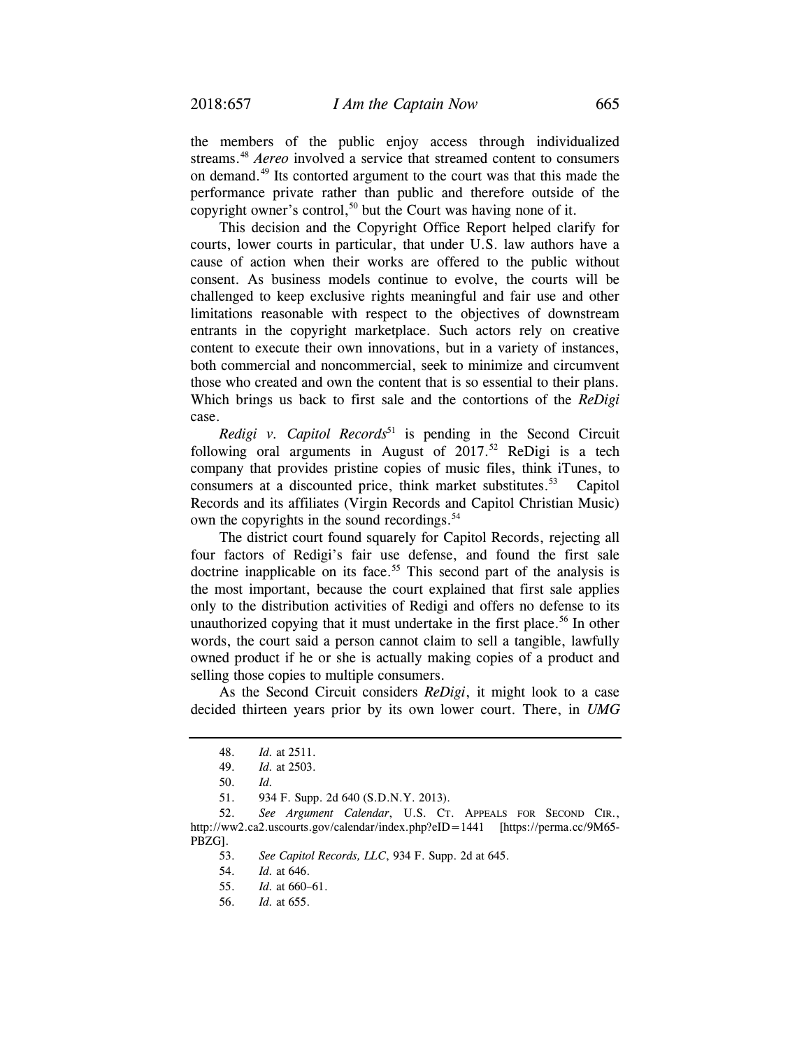the members of the public enjoy access through individualized streams.[48] *Aereo* involved a service that streamed content to consumers on demand.[49] Its contorted argument to the court was that this made the performance private rather than public and therefore outside of the copyright owner's control,[50] but the Court was having none of it.

This decision and the Copyright Office Report helped clarify for courts, lower courts in particular, that under U.S. law authors have a cause of action when their works are offered to the public without consent. As business models continue to evolve, the courts will be challenged to keep exclusive rights meaningful and fair use and other limitations reasonable with respect to the objectives of downstream entrants in the copyright marketplace. Such actors rely on creative content to execute their own innovations, but in a variety of instances, both commercial and noncommercial, seek to minimize and circumvent those who created and own the content that is so essential to their plans. Which brings us back to first sale and the contortions of the *ReDigi* case.

*Redigi v. Capitol Records*[51] is pending in the Second Circuit following oral arguments in August of 2017.[52] ReDigi is a tech company that provides pristine copies of music files, think iTunes, to consumers at a discounted price, think market substitutes.[53] Capitol Records and its affiliates (Virgin Records and Capitol Christian Music) own the copyrights in the sound recordings.[54]

The district court found squarely for Capitol Records, rejecting all four factors of Redigi's fair use defense, and found the first sale doctrine inapplicable on its face.[55] This second part of the analysis is the most important, because the court explained that first sale applies only to the distribution activities of Redigi and offers no defense to its unauthorized copying that it must undertake in the first place.[56] In other words, the court said a person cannot claim to sell a tangible, lawfully owned product if he or she is actually making copies of a product and selling those copies to multiple consumers.

As the Second Circuit considers *ReDigi*, it might look to a case decided thirteen years prior by its own lower court. There, in *UMG*

---

48. *Id.* at 2511.

49. *Id.* at 2503.

50. *Id.*

51. 934 F. Supp. 2d 640 (S.D.N.Y. 2013).

52. *See Argument Calendar*, U.S. CT. APPEALS FOR SECOND CIR., http://ww2.ca2.uscourts.gov/calendar/index.php?eID=1441 [https://perma.cc/9M65-PBZG].

53. *See Capitol Records, LLC*, 934 F. Supp. 2d at 645.

54. *Id.* at 646.

55. *Id.* at 660–61.

56. *Id.* at 655.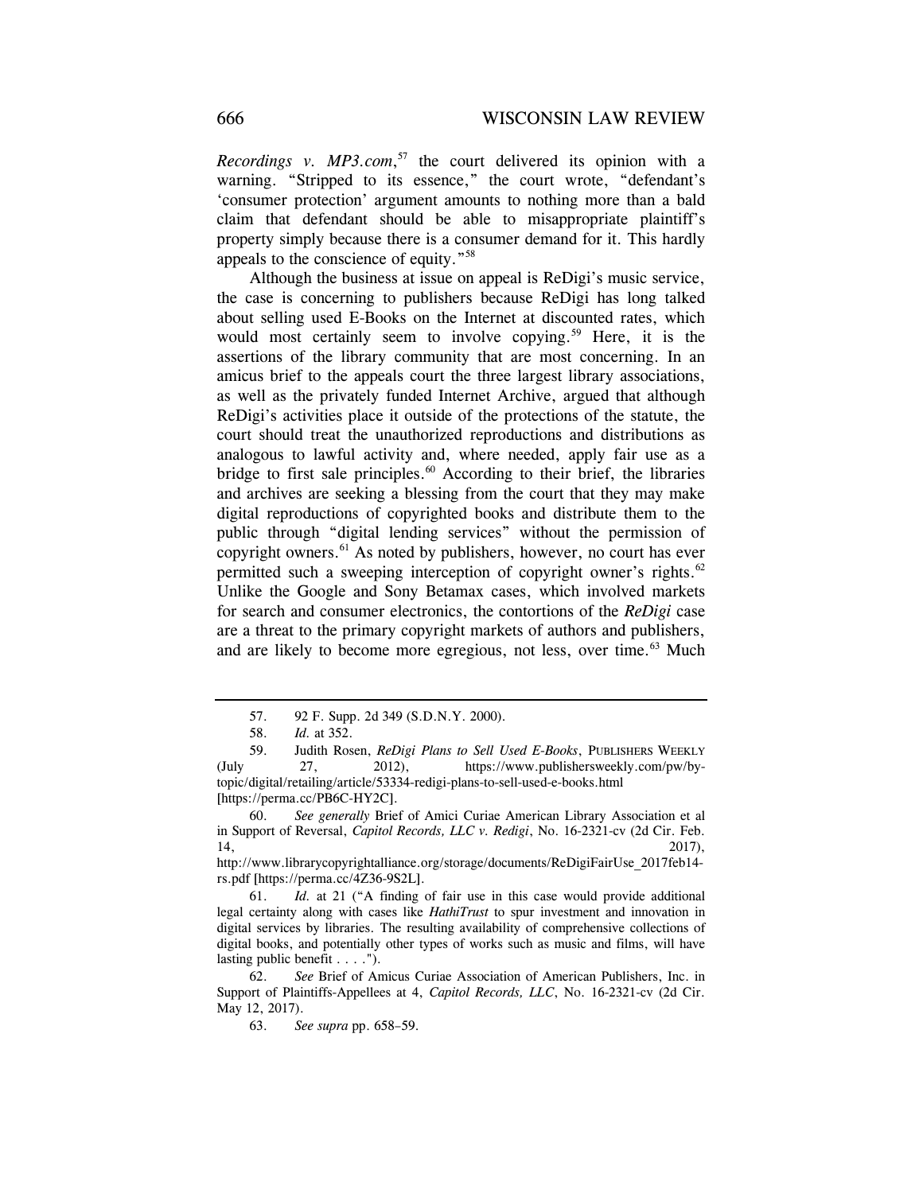*Recordings v. MP3.com*,[57] the court delivered its opinion with a warning. "Stripped to its essence," the court wrote, "defendant's 'consumer protection' argument amounts to nothing more than a bald claim that defendant should be able to misappropriate plaintiff's property simply because there is a consumer demand for it. This hardly appeals to the conscience of equity."[58]

Although the business at issue on appeal is ReDigi's music service, the case is concerning to publishers because ReDigi has long talked about selling used E-Books on the Internet at discounted rates, which would most certainly seem to involve copying.[59] Here, it is the assertions of the library community that are most concerning. In an amicus brief to the appeals court the three largest library associations, as well as the privately funded Internet Archive, argued that although ReDigi's activities place it outside of the protections of the statute, the court should treat the unauthorized reproductions and distributions as analogous to lawful activity and, where needed, apply fair use as a bridge to first sale principles.[60] According to their brief, the libraries and archives are seeking a blessing from the court that they may make digital reproductions of copyrighted books and distribute them to the public through "digital lending services" without the permission of copyright owners.[61] As noted by publishers, however, no court has ever permitted such a sweeping interception of copyright owner's rights.[62] Unlike the Google and Sony Betamax cases, which involved markets for search and consumer electronics, the contortions of the *ReDigi* case are a threat to the primary copyright markets of authors and publishers, and are likely to become more egregious, not less, over time.[63] Much

---

57. 92 F. Supp. 2d 349 (S.D.N.Y. 2000).

58. *Id.* at 352.

59. Judith Rosen, *ReDigi Plans to Sell Used E-Books*, PUBLISHERS WEEKLY (July 27, 2012), https://www.publishersweekly.com/pw/by-topic/digital/retailing/article/53334-redigi-plans-to-sell-used-e-books.html [https://perma.cc/PB6C-HY2C].

60. *See generally* Brief of Amici Curiae American Library Association et al in Support of Reversal, *Capitol Records, LLC v. Redigi*, No. 16-2321-cv (2d Cir. Feb. 14, 2017), http://www.librarycopyrightalliance.org/storage/documents/ReDigiFairUse_2017feb14-rs.pdf [https://perma.cc/4Z36-9S2L].

61. *Id.* at 21 ("A finding of fair use in this case would provide additional legal certainty along with cases like *HathiTrust* to spur investment and innovation in digital services by libraries. The resulting availability of comprehensive collections of digital books, and potentially other types of works such as music and films, will have lasting public benefit . . . .").

62. *See* Brief of Amicus Curiae Association of American Publishers, Inc. in Support of Plaintiffs-Appellees at 4, *Capitol Records, LLC*, No. 16-2321-cv (2d Cir. May 12, 2017).

63. *See supra* pp. 658–59.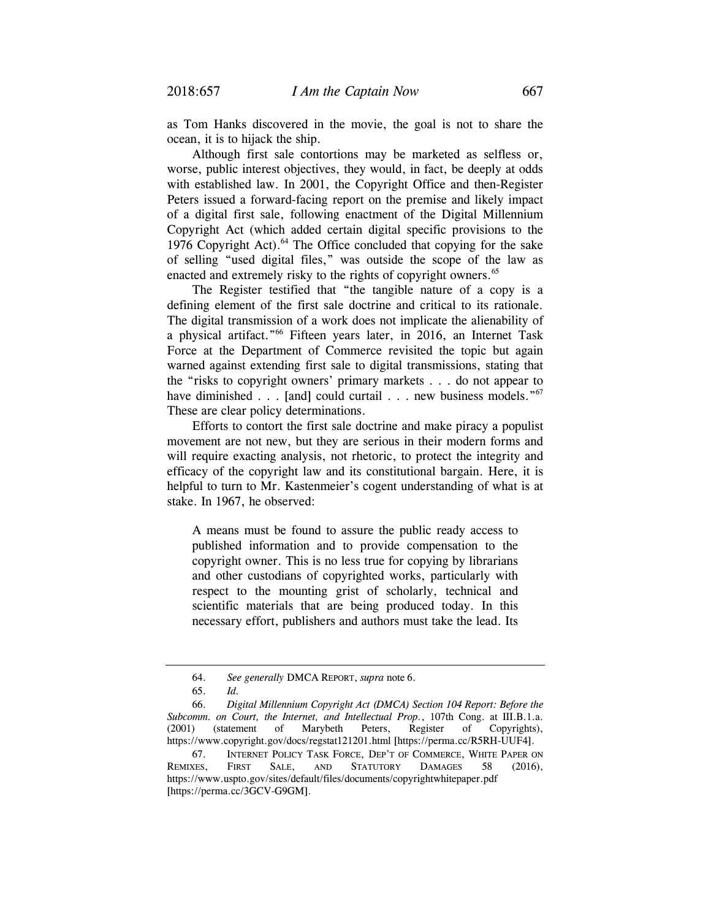as Tom Hanks discovered in the movie, the goal is not to share the ocean, it is to hijack the ship.

Although first sale contortions may be marketed as selfless or, worse, public interest objectives, they would, in fact, be deeply at odds with established law. In 2001, the Copyright Office and then-Register Peters issued a forward-facing report on the premise and likely impact of a digital first sale, following enactment of the Digital Millennium Copyright Act (which added certain digital specific provisions to the 1976 Copyright Act).[64] The Office concluded that copying for the sake of selling "used digital files," was outside the scope of the law as enacted and extremely risky to the rights of copyright owners.[65]

The Register testified that "the tangible nature of a copy is a defining element of the first sale doctrine and critical to its rationale. The digital transmission of a work does not implicate the alienability of a physical artifact."[66] Fifteen years later, in 2016, an Internet Task Force at the Department of Commerce revisited the topic but again warned against extending first sale to digital transmissions, stating that the "risks to copyright owners' primary markets . . . do not appear to have diminished . . . [and] could curtail . . . new business models."[67] These are clear policy determinations.

Efforts to contort the first sale doctrine and make piracy a populist movement are not new, but they are serious in their modern forms and will require exacting analysis, not rhetoric, to protect the integrity and efficacy of the copyright law and its constitutional bargain. Here, it is helpful to turn to Mr. Kastenmeier's cogent understanding of what is at stake. In 1967, he observed:

> A means must be found to assure the public ready access to published information and to provide compensation to the copyright owner. This is no less true for copying by librarians and other custodians of copyrighted works, particularly with respect to the mounting grist of scholarly, technical and scientific materials that are being produced today. In this necessary effort, publishers and authors must take the lead. Its

---

64. *See generally* DMCA REPORT, *supra* note 6.

65. *Id.*

66. *Digital Millennium Copyright Act (DMCA) Section 104 Report: Before the Subcomm. on Court, the Internet, and Intellectual Prop.*, 107th Cong. at III.B.1.a. (2001) (statement of Marybeth Peters, Register of Copyrights), https://www.copyright.gov/docs/regstat121201.html [https://perma.cc/R5RH-UUF4].

67. INTERNET POLICY TASK FORCE, DEP'T OF COMMERCE, WHITE PAPER ON REMIXES, FIRST SALE, AND STATUTORY DAMAGES 58 (2016), https://www.uspto.gov/sites/default/files/documents/copyrightwhitepaper.pdf [https://perma.cc/3GCV-G9GM].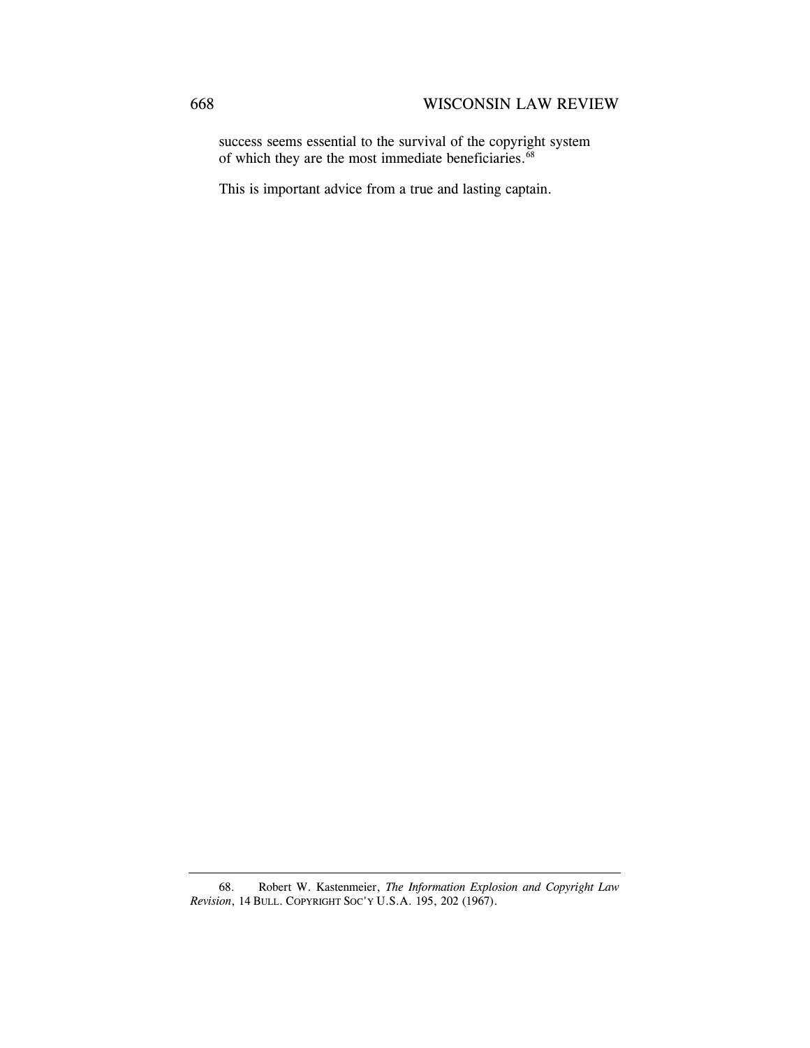> success seems essential to the survival of the copyright system of which they are the most immediate beneficiaries.[68]

This is important advice from a true and lasting captain.

---

68. Robert W. Kastenmeier, *The Information Explosion and Copyright Law Revision*, 14 BULL. COPYRIGHT SOC'Y U.S.A. 195, 202 (1967).